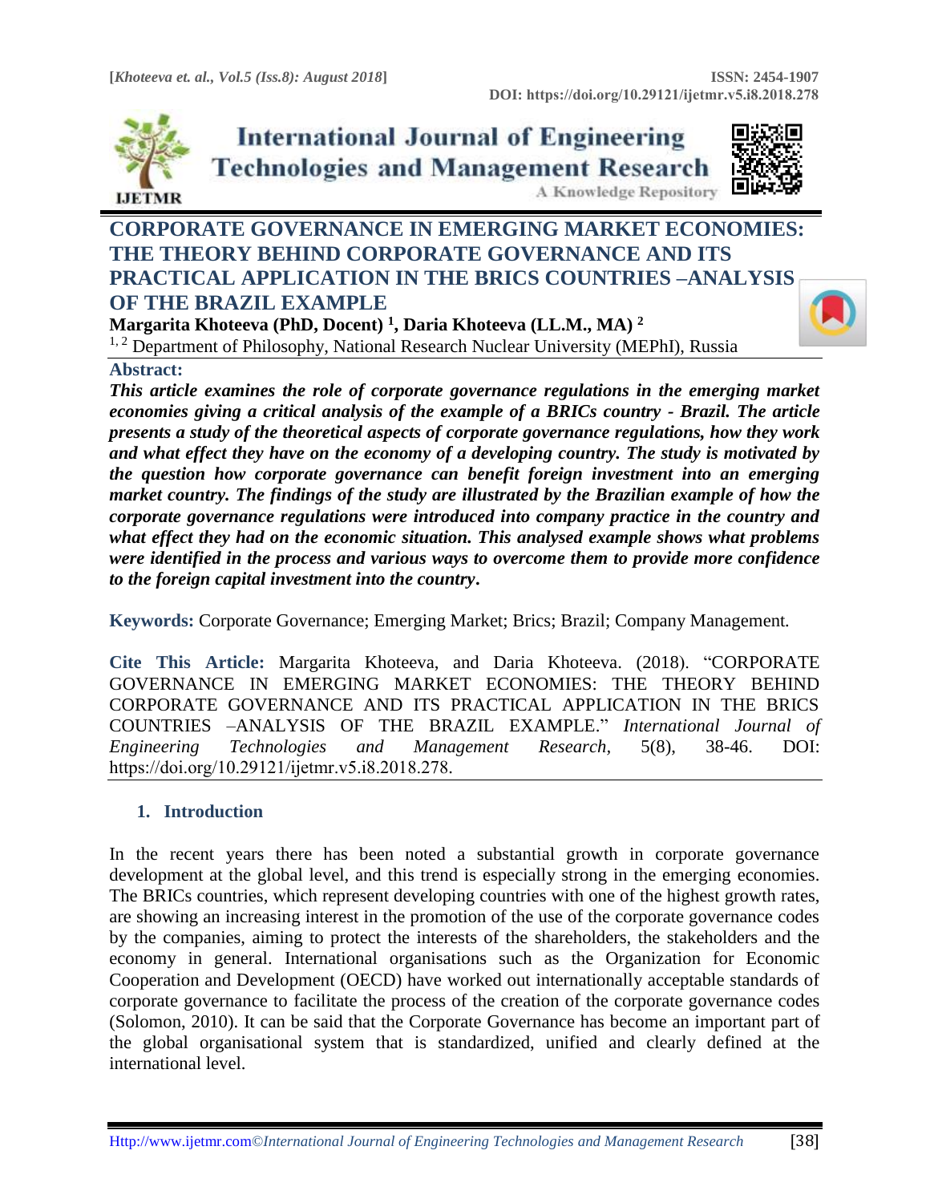# CORPORATE GOVERNANCE IN EMERGING MARKET ECONOMIES: THE THEORY BEHIND CORPORATE GOVERNANCE AND ITS PRACTICAL APPLICATION IN THE BRICS COUNTRIES –ANALYSIS OF THE BRAZIL EXAMPLE

**Margarita Khoteeva (PhD, Docent) [1], Daria Khoteeva (LL.M., MA) [2]**

[1, 2] Department of Philosophy, National Research Nuclear University (MEPhI), Russia

**Abstract:**

***This article examines the role of corporate governance regulations in the emerging market economies giving a critical analysis of the example of a BRICs country - Brazil. The article presents a study of the theoretical aspects of corporate governance regulations, how they work and what effect they have on the economy of a developing country. The study is motivated by the question how corporate governance can benefit foreign investment into an emerging market country. The findings of the study are illustrated by the Brazilian example of how the corporate governance regulations were introduced into company practice in the country and what effect they had on the economic situation. This analysed example shows what problems were identified in the process and various ways to overcome them to provide more confidence to the foreign capital investment into the country.***

**Keywords:** Corporate Governance; Emerging Market; Brics; Brazil; Company Management.

**Cite This Article:** Margarita Khoteeva, and Daria Khoteeva. (2018). "CORPORATE GOVERNANCE IN EMERGING MARKET ECONOMIES: THE THEORY BEHIND CORPORATE GOVERNANCE AND ITS PRACTICAL APPLICATION IN THE BRICS COUNTRIES –ANALYSIS OF THE BRAZIL EXAMPLE." *International Journal of Engineering Technologies and Management Research,* 5(8), 38-46. DOI: https://doi.org/10.29121/ijetmr.v5.i8.2018.278.

## 1. Introduction

In the recent years there has been noted a substantial growth in corporate governance development at the global level, and this trend is especially strong in the emerging economies. The BRICs countries, which represent developing countries with one of the highest growth rates, are showing an increasing interest in the promotion of the use of the corporate governance codes by the companies, aiming to protect the interests of the shareholders, the stakeholders and the economy in general. International organisations such as the Organization for Economic Cooperation and Development (OECD) have worked out internationally acceptable standards of corporate governance to facilitate the process of the creation of the corporate governance codes (Solomon, 2010). It can be said that the Corporate Governance has become an important part of the global organisational system that is standardized, unified and clearly defined at the international level.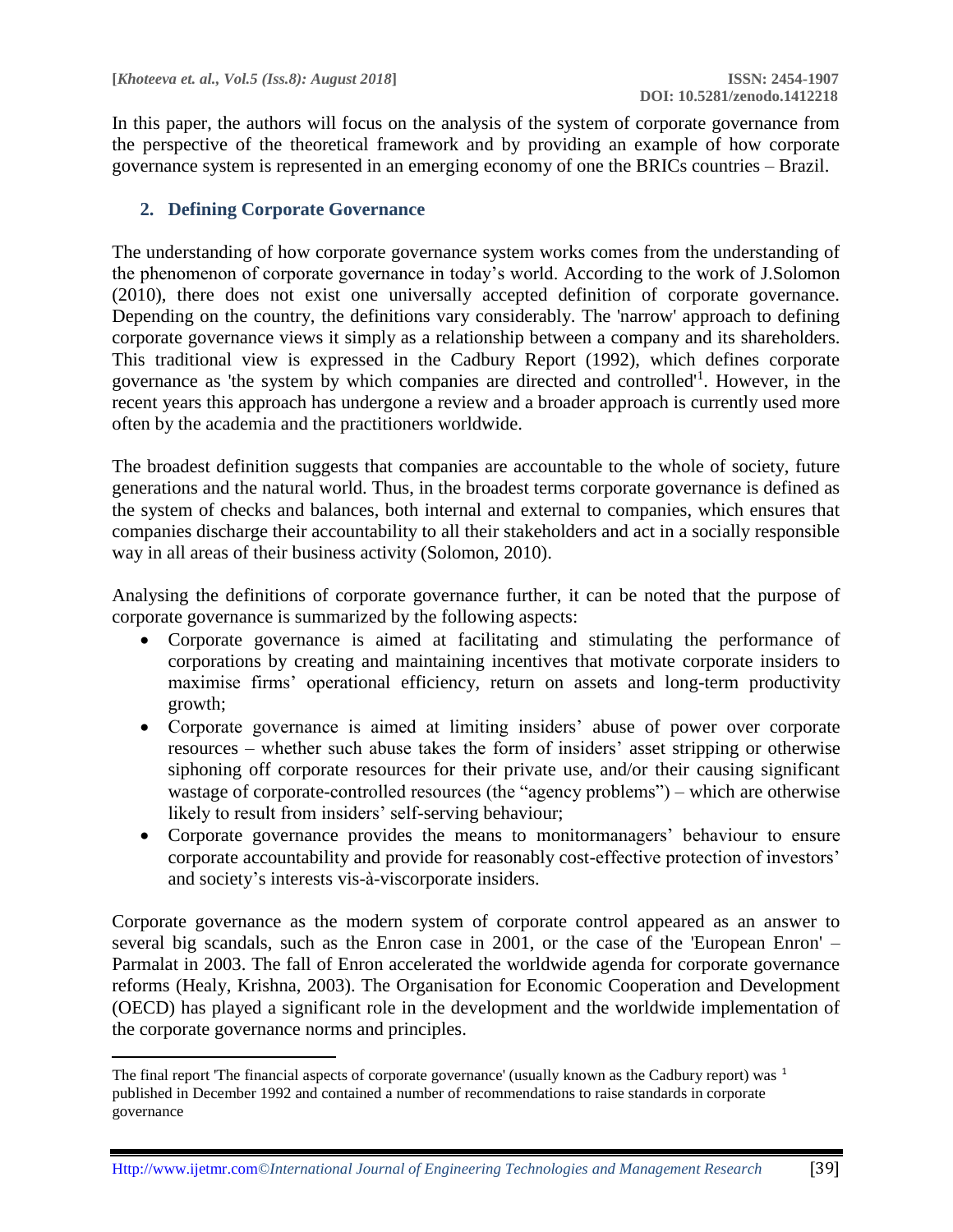In this paper, the authors will focus on the analysis of the system of corporate governance from the perspective of the theoretical framework and by providing an example of how corporate governance system is represented in an emerging economy of one the BRICs countries – Brazil.

## 2. Defining Corporate Governance

The understanding of how corporate governance system works comes from the understanding of the phenomenon of corporate governance in today's world. According to the work of J.Solomon (2010), there does not exist one universally accepted definition of corporate governance. Depending on the country, the definitions vary considerably. The 'narrow' approach to defining corporate governance views it simply as a relationship between a company and its shareholders. This traditional view is expressed in the Cadbury Report (1992), which defines corporate governance as 'the system by which companies are directed and controlled'[1]. However, in the recent years this approach has undergone a review and a broader approach is currently used more often by the academia and the practitioners worldwide.

The broadest definition suggests that companies are accountable to the whole of society, future generations and the natural world. Thus, in the broadest terms corporate governance is defined as the system of checks and balances, both internal and external to companies, which ensures that companies discharge their accountability to all their stakeholders and act in a socially responsible way in all areas of their business activity (Solomon, 2010).

Analysing the definitions of corporate governance further, it can be noted that the purpose of corporate governance is summarized by the following aspects:

- Corporate governance is aimed at facilitating and stimulating the performance of corporations by creating and maintaining incentives that motivate corporate insiders to maximise firms' operational efficiency, return on assets and long-term productivity growth;
- Corporate governance is aimed at limiting insiders' abuse of power over corporate resources – whether such abuse takes the form of insiders' asset stripping or otherwise siphoning off corporate resources for their private use, and/or their causing significant wastage of corporate-controlled resources (the "agency problems") – which are otherwise likely to result from insiders' self-serving behaviour;
- Corporate governance provides the means to monitormanagers' behaviour to ensure corporate accountability and provide for reasonably cost-effective protection of investors' and society's interests vis-à-viscorporate insiders.

Corporate governance as the modern system of corporate control appeared as an answer to several big scandals, such as the Enron case in 2001, or the case of the 'European Enron' – Parmalat in 2003. The fall of Enron accelerated the worldwide agenda for corporate governance reforms (Healy, Krishna, 2003). The Organisation for Economic Cooperation and Development (OECD) has played a significant role in the development and the worldwide implementation of the corporate governance norms and principles.

---

[1] The final report 'The financial aspects of corporate governance' (usually known as the Cadbury report) was published in December 1992 and contained a number of recommendations to raise standards in corporate governance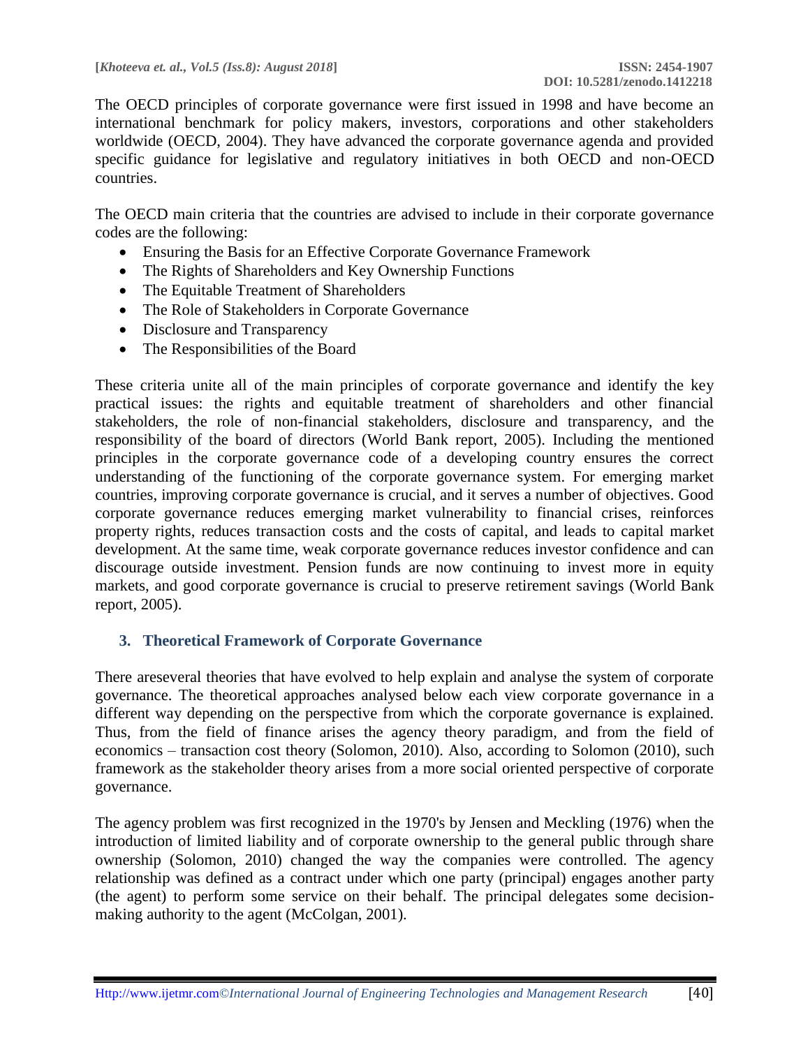The OECD principles of corporate governance were first issued in 1998 and have become an international benchmark for policy makers, investors, corporations and other stakeholders worldwide (OECD, 2004). They have advanced the corporate governance agenda and provided specific guidance for legislative and regulatory initiatives in both OECD and non-OECD countries.

The OECD main criteria that the countries are advised to include in their corporate governance codes are the following:

- Ensuring the Basis for an Effective Corporate Governance Framework
- The Rights of Shareholders and Key Ownership Functions
- The Equitable Treatment of Shareholders
- The Role of Stakeholders in Corporate Governance
- Disclosure and Transparency
- The Responsibilities of the Board

These criteria unite all of the main principles of corporate governance and identify the key practical issues: the rights and equitable treatment of shareholders and other financial stakeholders, the role of non-financial stakeholders, disclosure and transparency, and the responsibility of the board of directors (World Bank report, 2005). Including the mentioned principles in the corporate governance code of a developing country ensures the correct understanding of the functioning of the corporate governance system. For emerging market countries, improving corporate governance is crucial, and it serves a number of objectives. Good corporate governance reduces emerging market vulnerability to financial crises, reinforces property rights, reduces transaction costs and the costs of capital, and leads to capital market development. At the same time, weak corporate governance reduces investor confidence and can discourage outside investment. Pension funds are now continuing to invest more in equity markets, and good corporate governance is crucial to preserve retirement savings (World Bank report, 2005).

## 3. Theoretical Framework of Corporate Governance

There areseveral theories that have evolved to help explain and analyse the system of corporate governance. The theoretical approaches analysed below each view corporate governance in a different way depending on the perspective from which the corporate governance is explained. Thus, from the field of finance arises the agency theory paradigm, and from the field of economics – transaction cost theory (Solomon, 2010). Also, according to Solomon (2010), such framework as the stakeholder theory arises from a more social oriented perspective of corporate governance.

The agency problem was first recognized in the 1970's by Jensen and Meckling (1976) when the introduction of limited liability and of corporate ownership to the general public through share ownership (Solomon, 2010) changed the way the companies were controlled. The agency relationship was defined as a contract under which one party (principal) engages another party (the agent) to perform some service on their behalf. The principal delegates some decision-making authority to the agent (McColgan, 2001).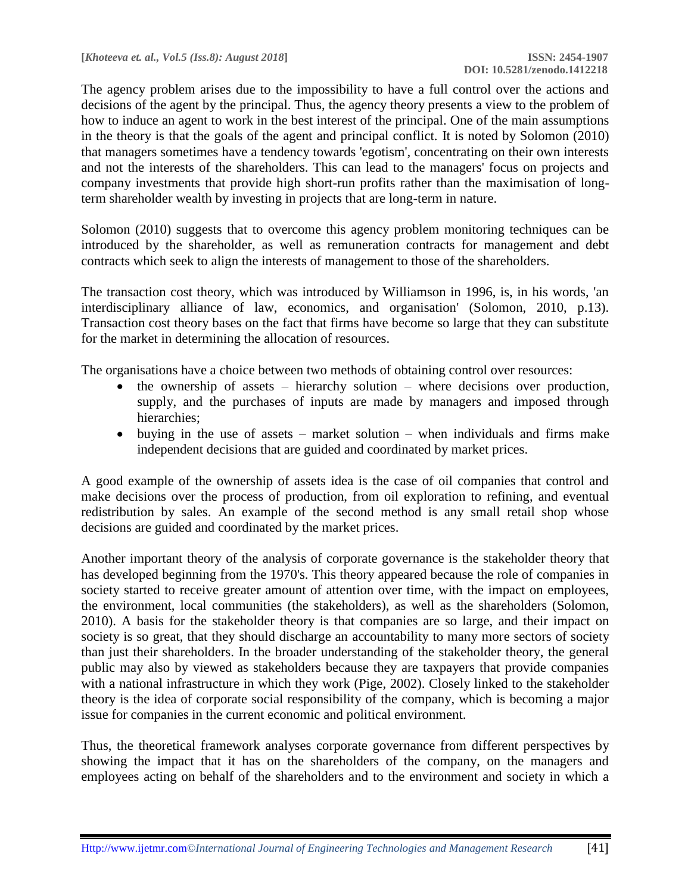The agency problem arises due to the impossibility to have a full control over the actions and decisions of the agent by the principal. Thus, the agency theory presents a view to the problem of how to induce an agent to work in the best interest of the principal. One of the main assumptions in the theory is that the goals of the agent and principal conflict. It is noted by Solomon (2010) that managers sometimes have a tendency towards 'egotism', concentrating on their own interests and not the interests of the shareholders. This can lead to the managers' focus on projects and company investments that provide high short-run profits rather than the maximisation of long-term shareholder wealth by investing in projects that are long-term in nature.

Solomon (2010) suggests that to overcome this agency problem monitoring techniques can be introduced by the shareholder, as well as remuneration contracts for management and debt contracts which seek to align the interests of management to those of the shareholders.

The transaction cost theory, which was introduced by Williamson in 1996, is, in his words, 'an interdisciplinary alliance of law, economics, and organisation' (Solomon, 2010, p.13). Transaction cost theory bases on the fact that firms have become so large that they can substitute for the market in determining the allocation of resources.

The organisations have a choice between two methods of obtaining control over resources:

- the ownership of assets – hierarchy solution – where decisions over production, supply, and the purchases of inputs are made by managers and imposed through hierarchies;
- buying in the use of assets – market solution – when individuals and firms make independent decisions that are guided and coordinated by market prices.

A good example of the ownership of assets idea is the case of oil companies that control and make decisions over the process of production, from oil exploration to refining, and eventual redistribution by sales. An example of the second method is any small retail shop whose decisions are guided and coordinated by the market prices.

Another important theory of the analysis of corporate governance is the stakeholder theory that has developed beginning from the 1970's. This theory appeared because the role of companies in society started to receive greater amount of attention over time, with the impact on employees, the environment, local communities (the stakeholders), as well as the shareholders (Solomon, 2010). A basis for the stakeholder theory is that companies are so large, and their impact on society is so great, that they should discharge an accountability to many more sectors of society than just their shareholders. In the broader understanding of the stakeholder theory, the general public may also by viewed as stakeholders because they are taxpayers that provide companies with a national infrastructure in which they work (Pige, 2002). Closely linked to the stakeholder theory is the idea of corporate social responsibility of the company, which is becoming a major issue for companies in the current economic and political environment.

Thus, the theoretical framework analyses corporate governance from different perspectives by showing the impact that it has on the shareholders of the company, on the managers and employees acting on behalf of the shareholders and to the environment and society in which a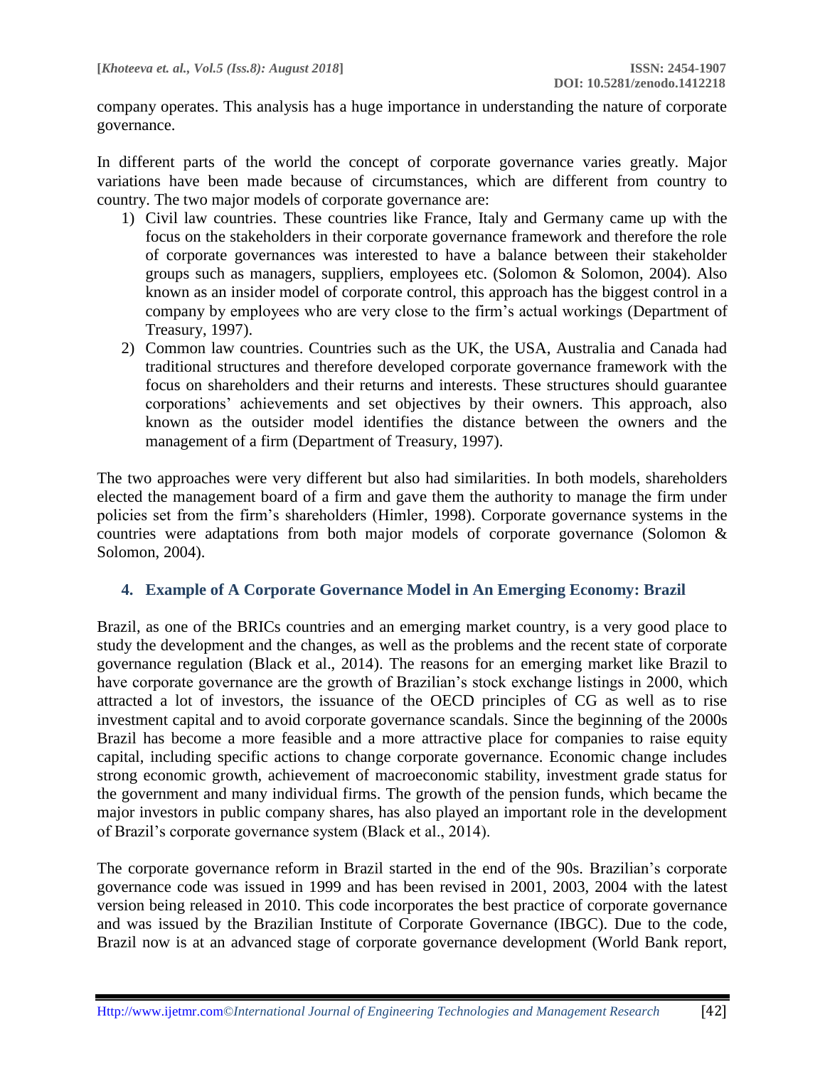company operates. This analysis has a huge importance in understanding the nature of corporate governance.

In different parts of the world the concept of corporate governance varies greatly. Major variations have been made because of circumstances, which are different from country to country. The two major models of corporate governance are:

1) Civil law countries. These countries like France, Italy and Germany came up with the focus on the stakeholders in their corporate governance framework and therefore the role of corporate governances was interested to have a balance between their stakeholder groups such as managers, suppliers, employees etc. (Solomon & Solomon, 2004). Also known as an insider model of corporate control, this approach has the biggest control in a company by employees who are very close to the firm's actual workings (Department of Treasury, 1997).
2) Common law countries. Countries such as the UK, the USA, Australia and Canada had traditional structures and therefore developed corporate governance framework with the focus on shareholders and their returns and interests. These structures should guarantee corporations' achievements and set objectives by their owners. This approach, also known as the outsider model identifies the distance between the owners and the management of a firm (Department of Treasury, 1997).

The two approaches were very different but also had similarities. In both models, shareholders elected the management board of a firm and gave them the authority to manage the firm under policies set from the firm's shareholders (Himler, 1998). Corporate governance systems in the countries were adaptations from both major models of corporate governance (Solomon & Solomon, 2004).

## 4. Example of A Corporate Governance Model in An Emerging Economy: Brazil

Brazil, as one of the BRICs countries and an emerging market country, is a very good place to study the development and the changes, as well as the problems and the recent state of corporate governance regulation (Black et al., 2014). The reasons for an emerging market like Brazil to have corporate governance are the growth of Brazilian's stock exchange listings in 2000, which attracted a lot of investors, the issuance of the OECD principles of CG as well as to rise investment capital and to avoid corporate governance scandals. Since the beginning of the 2000s Brazil has become a more feasible and a more attractive place for companies to raise equity capital, including specific actions to change corporate governance. Economic change includes strong economic growth, achievement of macroeconomic stability, investment grade status for the government and many individual firms. The growth of the pension funds, which became the major investors in public company shares, has also played an important role in the development of Brazil's corporate governance system (Black et al., 2014).

The corporate governance reform in Brazil started in the end of the 90s. Brazilian's corporate governance code was issued in 1999 and has been revised in 2001, 2003, 2004 with the latest version being released in 2010. This code incorporates the best practice of corporate governance and was issued by the Brazilian Institute of Corporate Governance (IBGC). Due to the code, Brazil now is at an advanced stage of corporate governance development (World Bank report,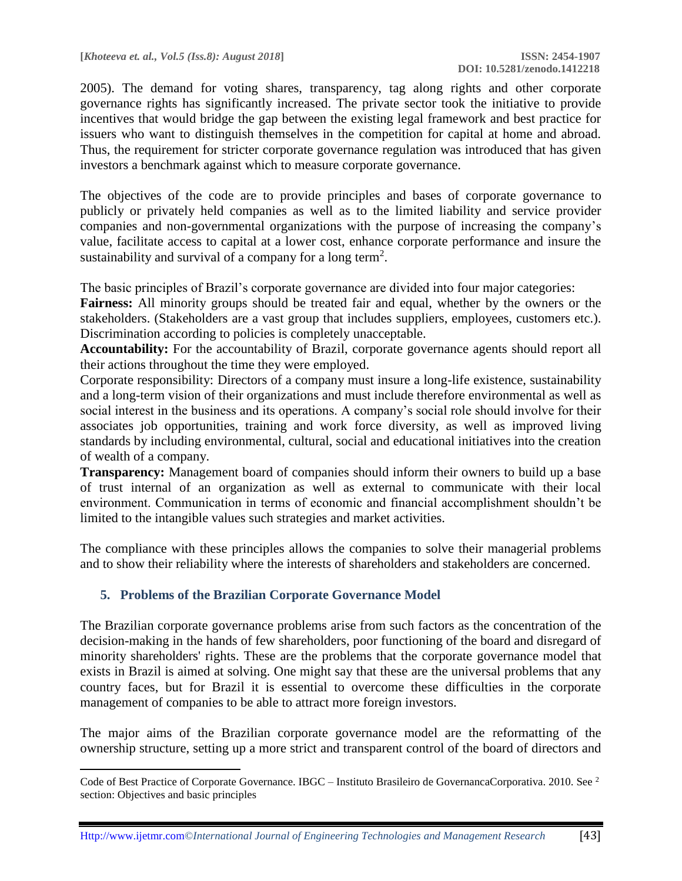2005). The demand for voting shares, transparency, tag along rights and other corporate governance rights has significantly increased. The private sector took the initiative to provide incentives that would bridge the gap between the existing legal framework and best practice for issuers who want to distinguish themselves in the competition for capital at home and abroad. Thus, the requirement for stricter corporate governance regulation was introduced that has given investors a benchmark against which to measure corporate governance.

The objectives of the code are to provide principles and bases of corporate governance to publicly or privately held companies as well as to the limited liability and service provider companies and non-governmental organizations with the purpose of increasing the company's value, facilitate access to capital at a lower cost, enhance corporate performance and insure the sustainability and survival of a company for a long term[2].

The basic principles of Brazil's corporate governance are divided into four major categories:

**Fairness:** All minority groups should be treated fair and equal, whether by the owners or the stakeholders. (Stakeholders are a vast group that includes suppliers, employees, customers etc.). Discrimination according to policies is completely unacceptable.

**Accountability:** For the accountability of Brazil, corporate governance agents should report all their actions throughout the time they were employed.

Corporate responsibility: Directors of a company must insure a long-life existence, sustainability and a long-term vision of their organizations and must include therefore environmental as well as social interest in the business and its operations. A company's social role should involve for their associates job opportunities, training and work force diversity, as well as improved living standards by including environmental, cultural, social and educational initiatives into the creation of wealth of a company.

**Transparency:** Management board of companies should inform their owners to build up a base of trust internal of an organization as well as external to communicate with their local environment. Communication in terms of economic and financial accomplishment shouldn't be limited to the intangible values such strategies and market activities.

The compliance with these principles allows the companies to solve their managerial problems and to show their reliability where the interests of shareholders and stakeholders are concerned.

## 5. Problems of the Brazilian Corporate Governance Model

The Brazilian corporate governance problems arise from such factors as the concentration of the decision-making in the hands of few shareholders, poor functioning of the board and disregard of minority shareholders' rights. These are the problems that the corporate governance model that exists in Brazil is aimed at solving. One might say that these are the universal problems that any country faces, but for Brazil it is essential to overcome these difficulties in the corporate management of companies to be able to attract more foreign investors.

The major aims of the Brazilian corporate governance model are the reformatting of the ownership structure, setting up a more strict and transparent control of the board of directors and

---

Code of Best Practice of Corporate Governance. IBGC – Instituto Brasileiro de GovernancaCorporativa. 2010. See [2] section: Objectives and basic principles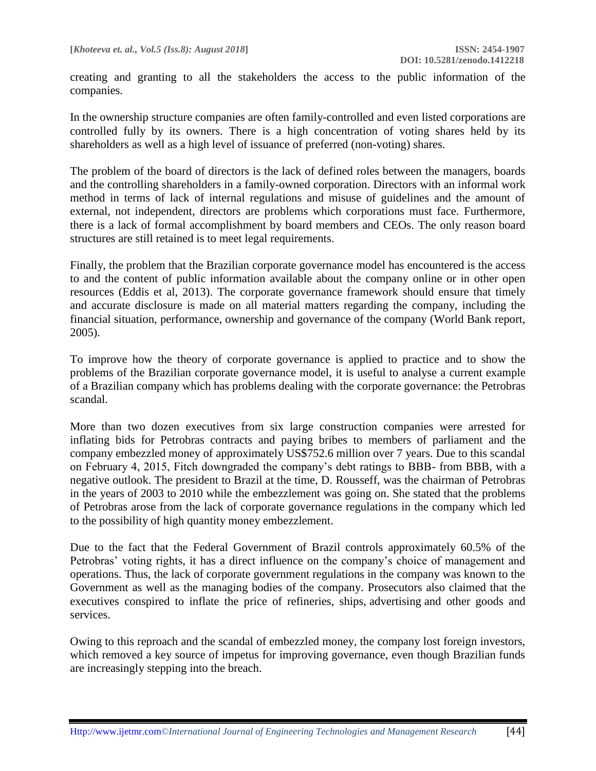creating and granting to all the stakeholders the access to the public information of the companies.

In the ownership structure companies are often family-controlled and even listed corporations are controlled fully by its owners. There is a high concentration of voting shares held by its shareholders as well as a high level of issuance of preferred (non-voting) shares.

The problem of the board of directors is the lack of defined roles between the managers, boards and the controlling shareholders in a family-owned corporation. Directors with an informal work method in terms of lack of internal regulations and misuse of guidelines and the amount of external, not independent, directors are problems which corporations must face. Furthermore, there is a lack of formal accomplishment by board members and CEOs. The only reason board structures are still retained is to meet legal requirements.

Finally, the problem that the Brazilian corporate governance model has encountered is the access to and the content of public information available about the company online or in other open resources (Eddis et al, 2013). The corporate governance framework should ensure that timely and accurate disclosure is made on all material matters regarding the company, including the financial situation, performance, ownership and governance of the company (World Bank report, 2005).

To improve how the theory of corporate governance is applied to practice and to show the problems of the Brazilian corporate governance model, it is useful to analyse a current example of a Brazilian company which has problems dealing with the corporate governance: the Petrobras scandal.

More than two dozen executives from six large construction companies were arrested for inflating bids for Petrobras contracts and paying bribes to members of parliament and the company embezzled money of approximately US$752.6 million over 7 years. Due to this scandal on February 4, 2015, Fitch downgraded the company's debt ratings to BBB- from BBB, with a negative outlook. The president to Brazil at the time, D. Rousseff, was the chairman of Petrobras in the years of 2003 to 2010 while the embezzlement was going on. She stated that the problems of Petrobras arose from the lack of corporate governance regulations in the company which led to the possibility of high quantity money embezzlement.

Due to the fact that the Federal Government of Brazil controls approximately 60.5% of the Petrobras' voting rights, it has a direct influence on the company's choice of management and operations. Thus, the lack of corporate government regulations in the company was known to the Government as well as the managing bodies of the company. Prosecutors also claimed that the executives conspired to inflate the price of refineries, ships, advertising and other goods and services.

Owing to this reproach and the scandal of embezzled money, the company lost foreign investors, which removed a key source of impetus for improving governance, even though Brazilian funds are increasingly stepping into the breach.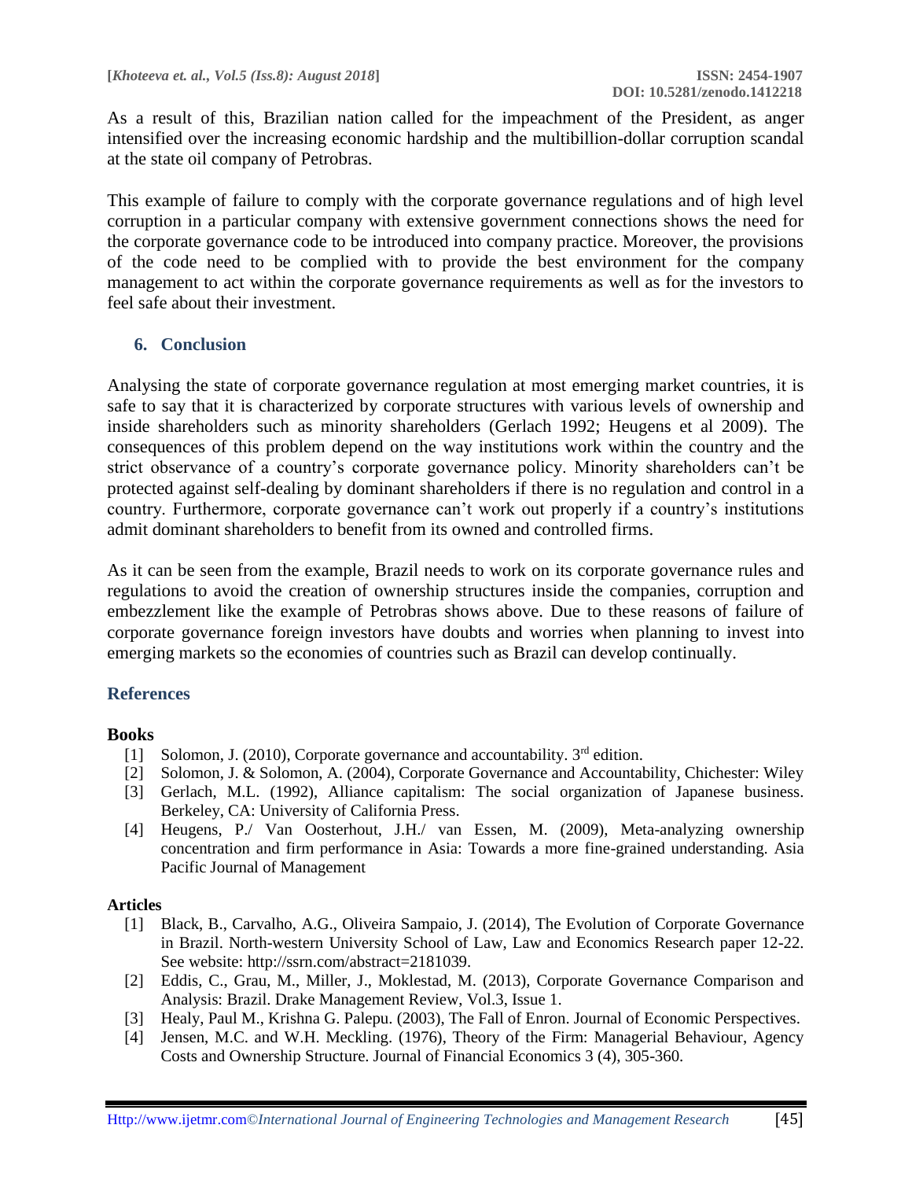As a result of this, Brazilian nation called for the impeachment of the President, as anger intensified over the increasing economic hardship and the multibillion-dollar corruption scandal at the state oil company of Petrobras.

This example of failure to comply with the corporate governance regulations and of high level corruption in a particular company with extensive government connections shows the need for the corporate governance code to be introduced into company practice. Moreover, the provisions of the code need to be complied with to provide the best environment for the company management to act within the corporate governance requirements as well as for the investors to feel safe about their investment.

## 6. Conclusion

Analysing the state of corporate governance regulation at most emerging market countries, it is safe to say that it is characterized by corporate structures with various levels of ownership and inside shareholders such as minority shareholders (Gerlach 1992; Heugens et al 2009). The consequences of this problem depend on the way institutions work within the country and the strict observance of a country's corporate governance policy. Minority shareholders can't be protected against self-dealing by dominant shareholders if there is no regulation and control in a country. Furthermore, corporate governance can't work out properly if a country's institutions admit dominant shareholders to benefit from its owned and controlled firms.

As it can be seen from the example, Brazil needs to work on its corporate governance rules and regulations to avoid the creation of ownership structures inside the companies, corruption and embezzlement like the example of Petrobras shows above. Due to these reasons of failure of corporate governance foreign investors have doubts and worries when planning to invest into emerging markets so the economies of countries such as Brazil can develop continually.

## References

### Books

[1] Solomon, J. (2010), Corporate governance and accountability. 3rd edition.

[2] Solomon, J. & Solomon, A. (2004), Corporate Governance and Accountability, Chichester: Wiley

[3] Gerlach, M.L. (1992), Alliance capitalism: The social organization of Japanese business. Berkeley, CA: University of California Press.

[4] Heugens, P./ Van Oosterhout, J.H./ van Essen, M. (2009), Meta-analyzing ownership concentration and firm performance in Asia: Towards a more fine-grained understanding. Asia Pacific Journal of Management

### Articles

[1] Black, B., Carvalho, A.G., Oliveira Sampaio, J. (2014), The Evolution of Corporate Governance in Brazil. North-western University School of Law, Law and Economics Research paper 12-22. See website: http://ssrn.com/abstract=2181039.

[2] Eddis, C., Grau, M., Miller, J., Moklestad, M. (2013), Corporate Governance Comparison and Analysis: Brazil. Drake Management Review, Vol.3, Issue 1.

[3] Healy, Paul M., Krishna G. Palepu. (2003), The Fall of Enron. Journal of Economic Perspectives.

[4] Jensen, M.C. and W.H. Meckling. (1976), Theory of the Firm: Managerial Behaviour, Agency Costs and Ownership Structure. Journal of Financial Economics 3 (4), 305-360.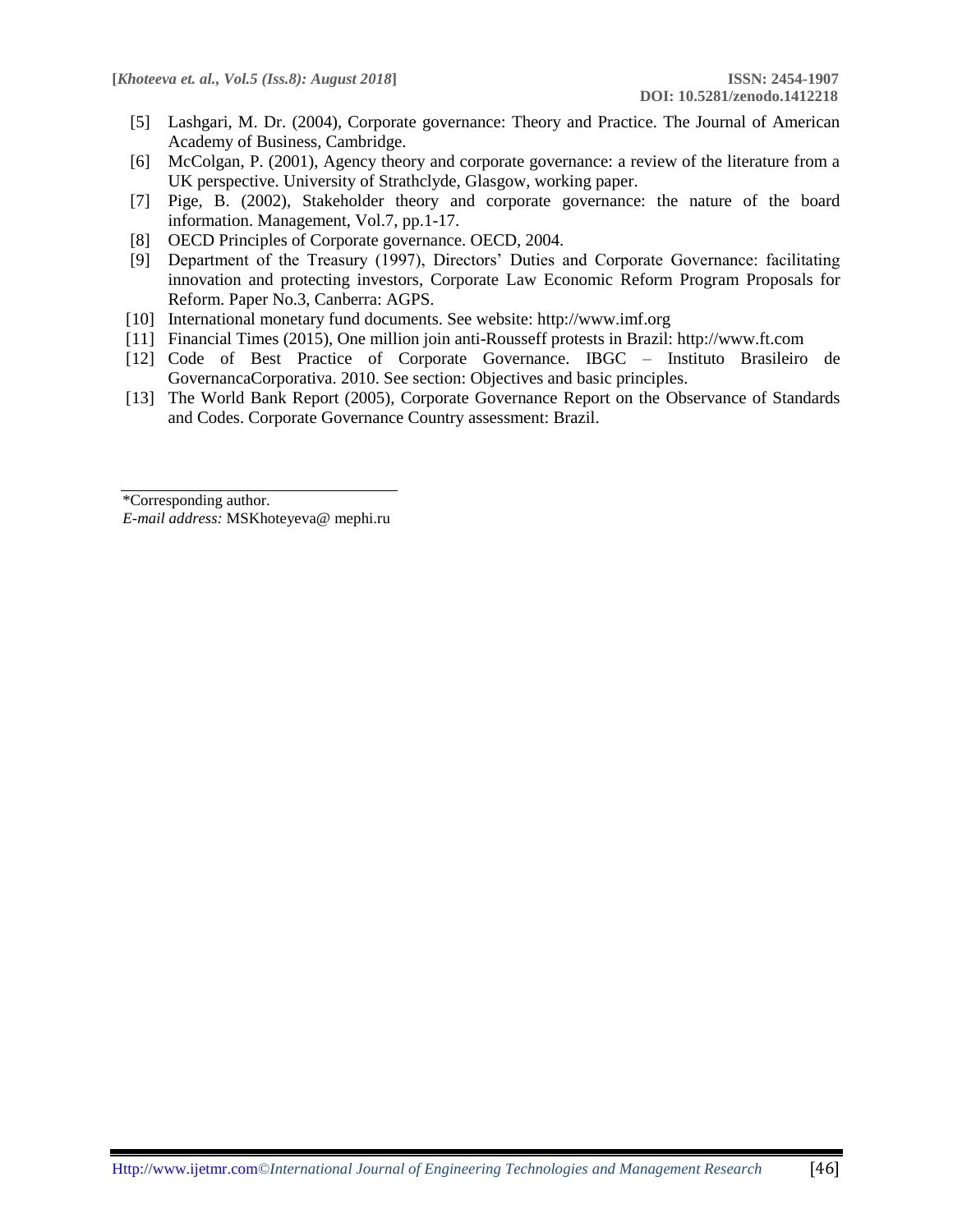[5] Lashgari, M. Dr. (2004), Corporate governance: Theory and Practice. The Journal of American Academy of Business, Cambridge.

[6] McColgan, P. (2001), Agency theory and corporate governance: a review of the literature from a UK perspective. University of Strathclyde, Glasgow, working paper.

[7] Pige, B. (2002), Stakeholder theory and corporate governance: the nature of the board information. Management, Vol.7, pp.1-17.

[8] OECD Principles of Corporate governance. OECD, 2004.

[9] Department of the Treasury (1997), Directors' Duties and Corporate Governance: facilitating innovation and protecting investors, Corporate Law Economic Reform Program Proposals for Reform. Paper No.3, Canberra: AGPS.

[10] International monetary fund documents. See website: http://www.imf.org

[11] Financial Times (2015), One million join anti-Rousseff protests in Brazil: http://www.ft.com

[12] Code of Best Practice of Corporate Governance. IBGC – Instituto Brasileiro de GovernancaCorporativa. 2010. See section: Objectives and basic principles.

[13] The World Bank Report (2005), Corporate Governance Report on the Observance of Standards and Codes. Corporate Governance Country assessment: Brazil.

---

*Corresponding author.

*E-mail address:* MSKhoteyeva@ mephi.ru